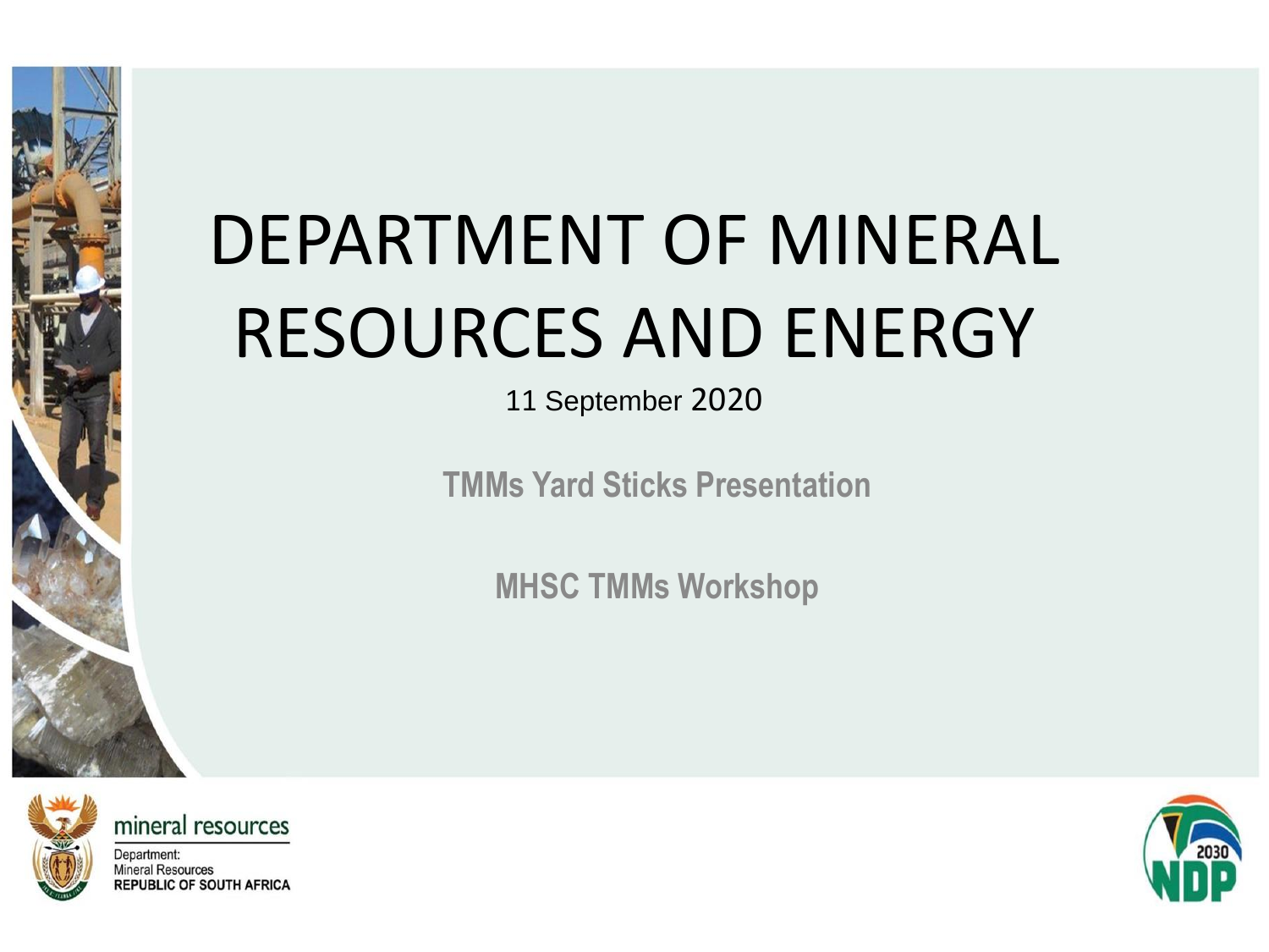# DEPARTMENT OF MINERAL RESOURCES AND ENERGY

11 September 2020

**TMMs Yard Sticks Presentation**

**MHSC TMMs Workshop**

mineral resources

Department:
Mineral Resources
REPUBLIC OF SOUTH AFRICA

2030 NDP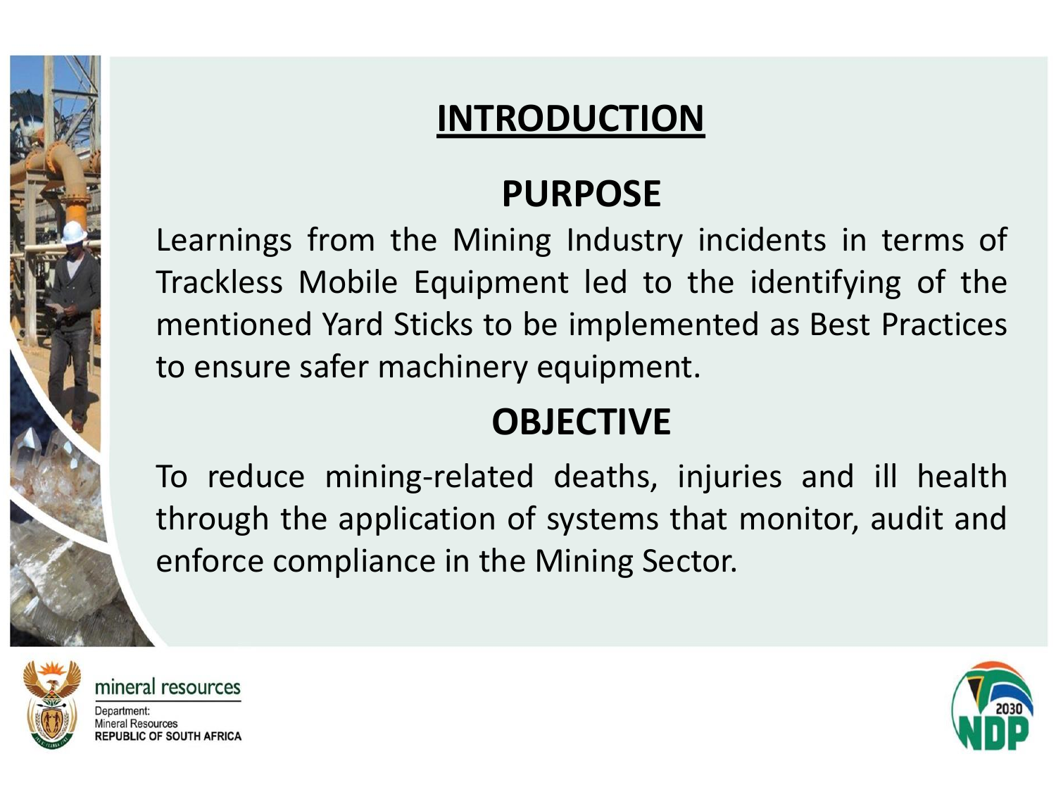# INTRODUCTION

## PURPOSE

Learnings from the Mining Industry incidents in terms of Trackless Mobile Equipment led to the identifying of the mentioned Yard Sticks to be implemented as Best Practices to ensure safer machinery equipment.

## OBJECTIVE

To reduce mining-related deaths, injuries and ill health through the application of systems that monitor, audit and enforce compliance in the Mining Sector.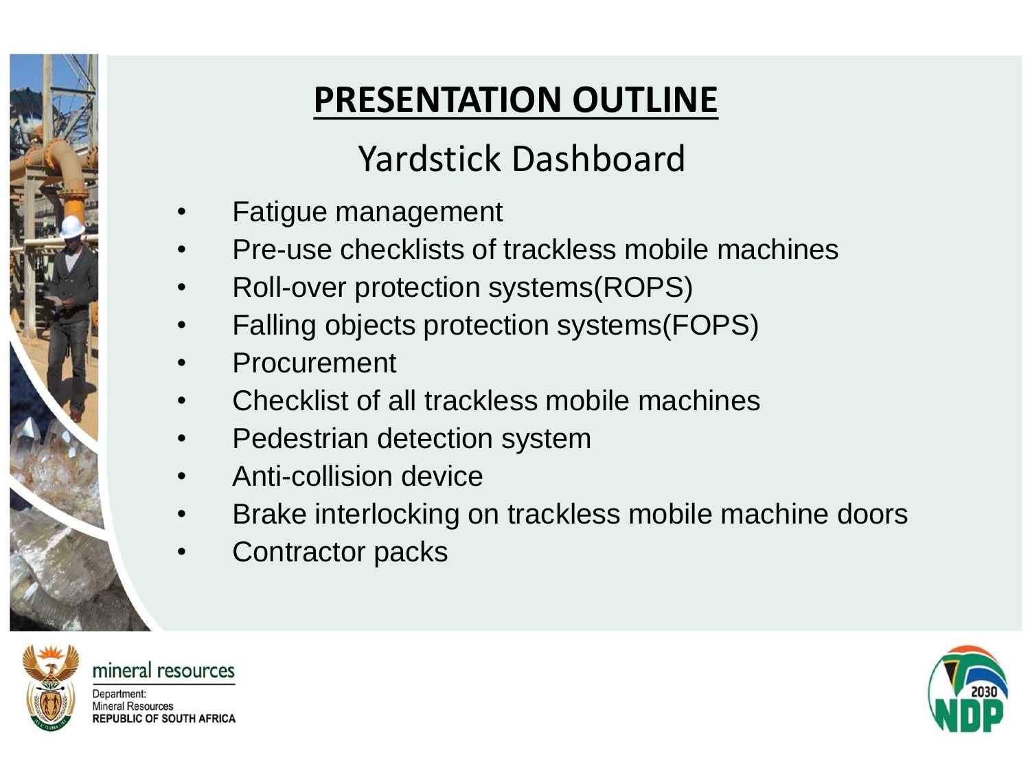# PRESENTATION OUTLINE

## Yardstick Dashboard

- Fatigue management
- Pre-use checklists of trackless mobile machines
- Roll-over protection systems(ROPS)
- Falling objects protection systems(FOPS)
- Procurement
- Checklist of all trackless mobile machines
- Pedestrian detection system
- Anti-collision device
- Brake interlocking on trackless mobile machine doors
- Contractor packs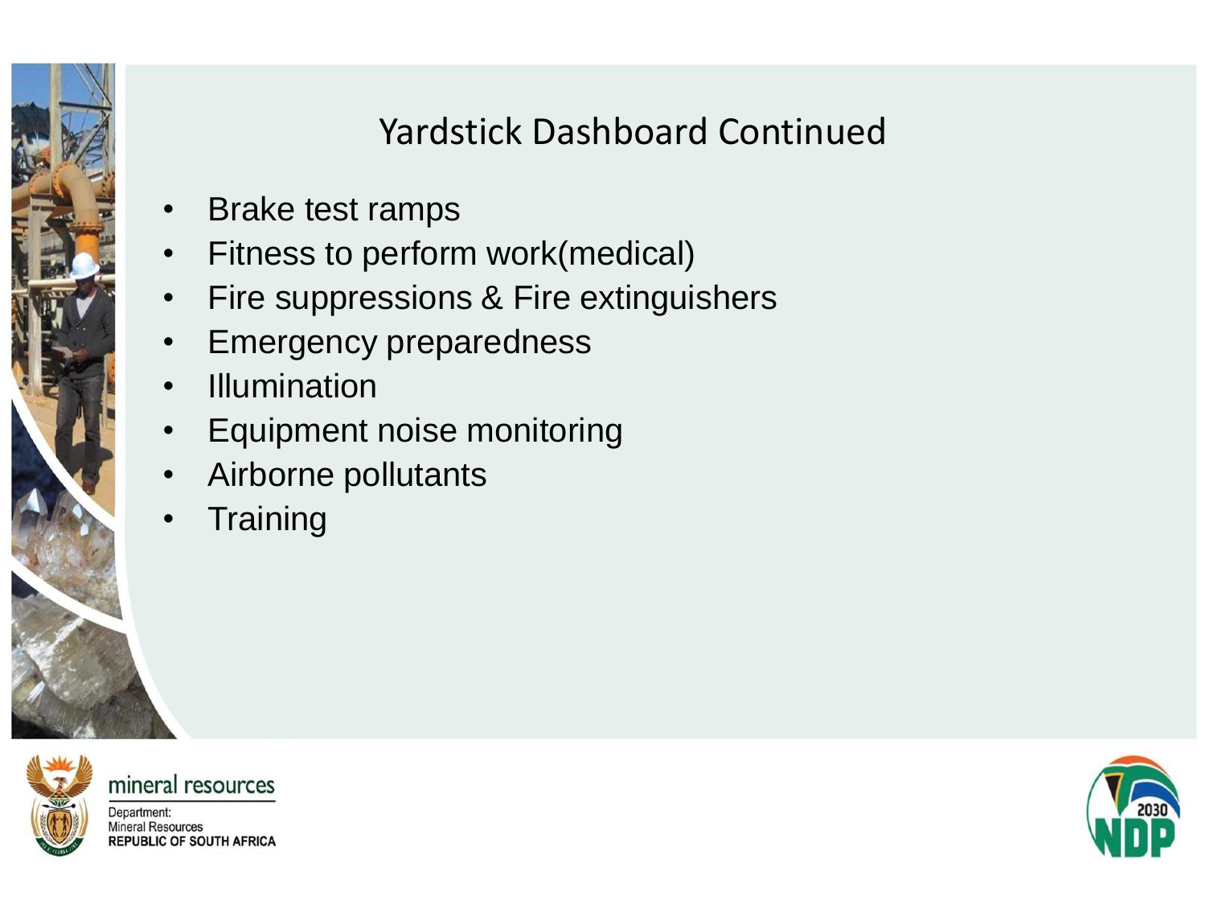# Yardstick Dashboard Continued

- Brake test ramps
- Fitness to perform work(medical)
- Fire suppressions & Fire extinguishers
- Emergency preparedness
- Illumination
- Equipment noise monitoring
- Airborne pollutants
- Training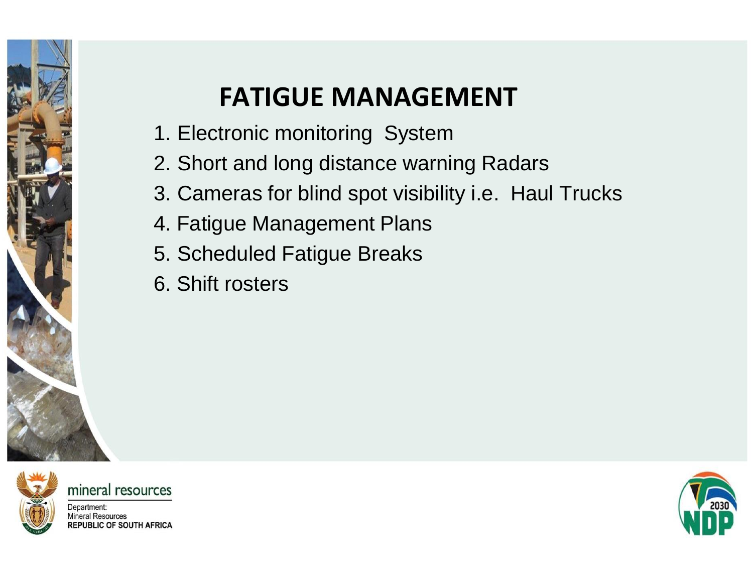# FATIGUE MANAGEMENT

1. Electronic monitoring System
2. Short and long distance warning Radars
3. Cameras for blind spot visibility i.e. Haul Trucks
4. Fatigue Management Plans
5. Scheduled Fatigue Breaks
6. Shift rosters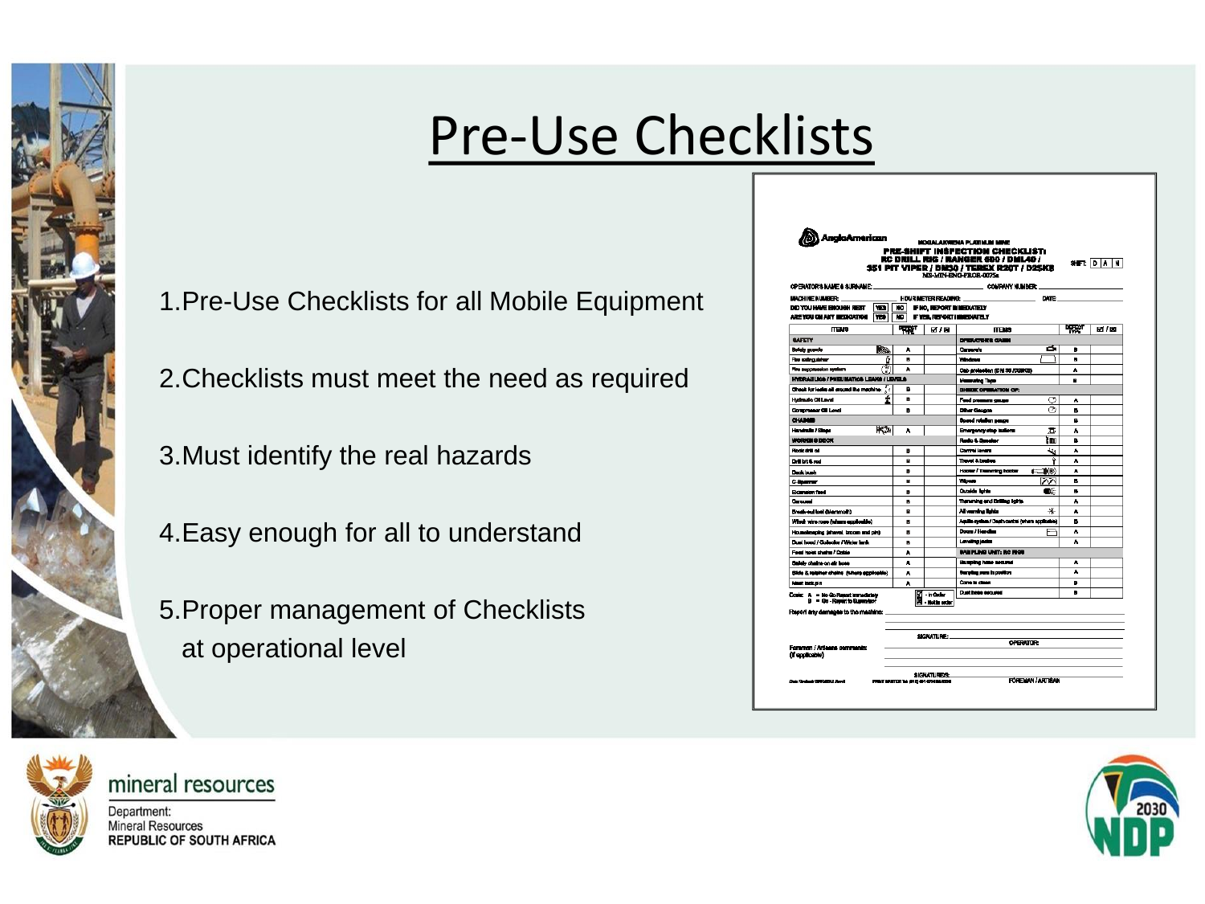# Pre-Use Checklists

1. Pre-Use Checklists for all Mobile Equipment

2. Checklists must meet the need as required

3. Must identify the real hazards

4. Easy enough for all to understand

5. Proper management of Checklists at operational level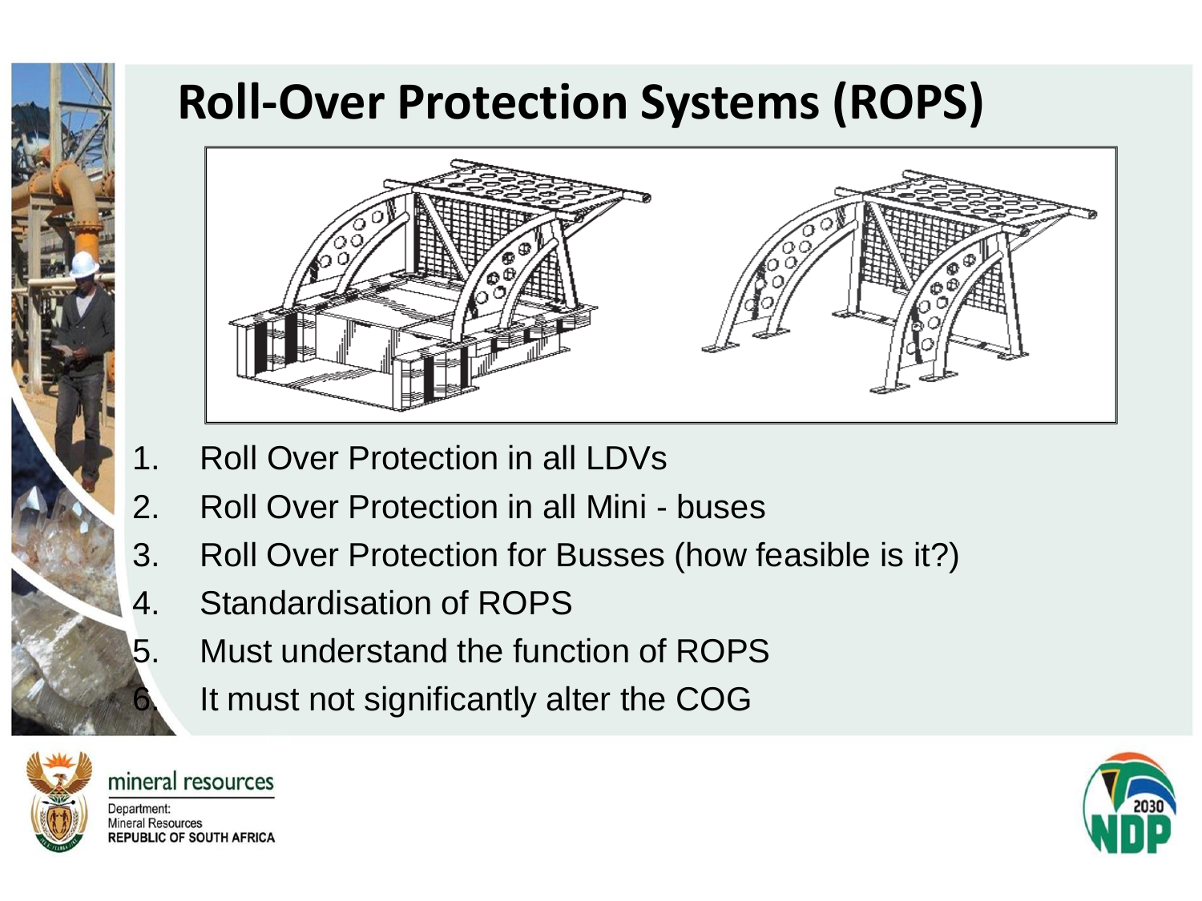# Roll-Over Protection Systems (ROPS)

1. Roll Over Protection in all LDVs
2. Roll Over Protection in all Mini - buses
3. Roll Over Protection for Busses (how feasible is it?)
4. Standardisation of ROPS
5. Must understand the function of ROPS
6. It must not significantly alter the COG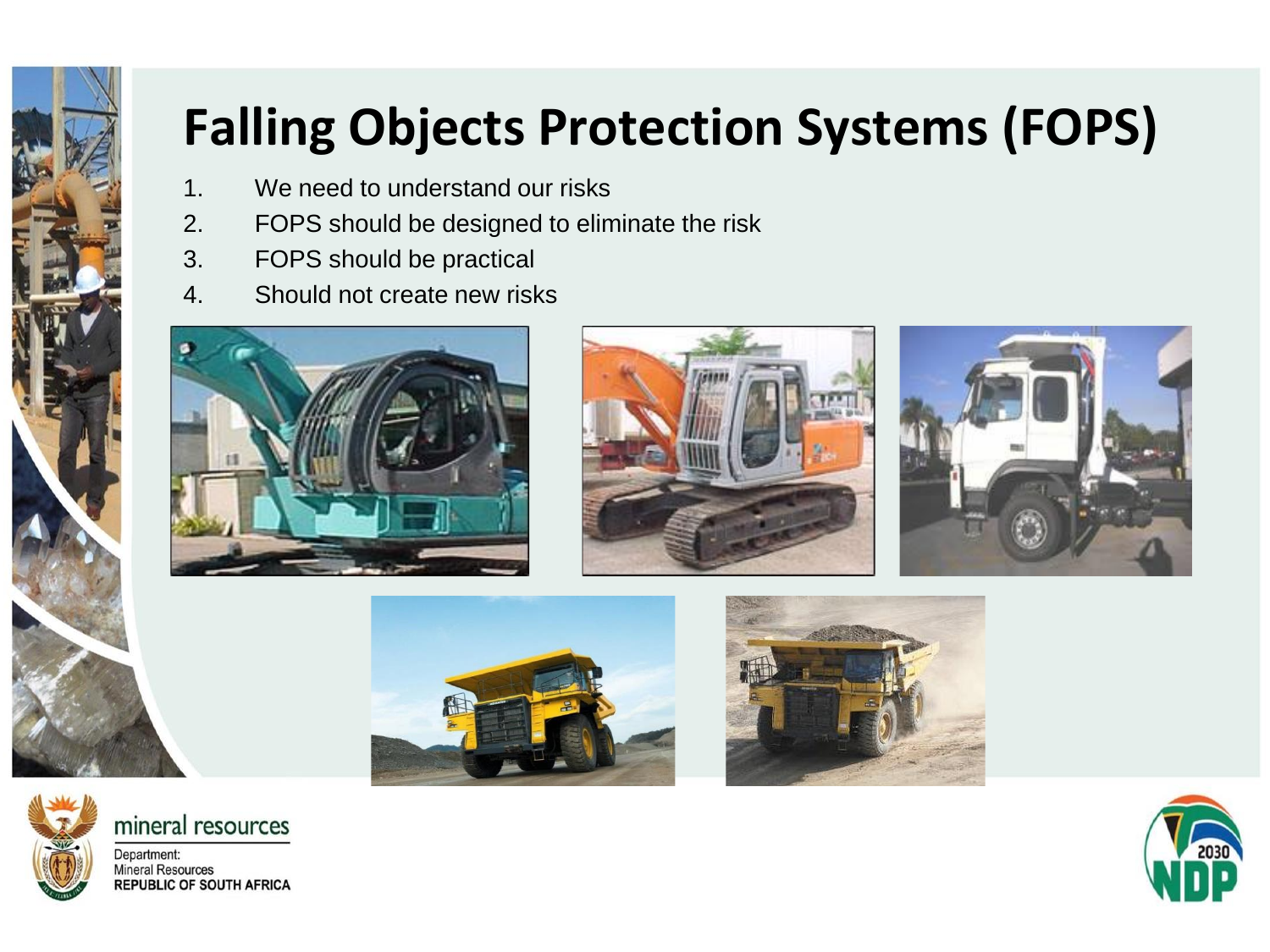# Falling Objects Protection Systems (FOPS)

1. We need to understand our risks
2. FOPS should be designed to eliminate the risk
3. FOPS should be practical
4. Should not create new risks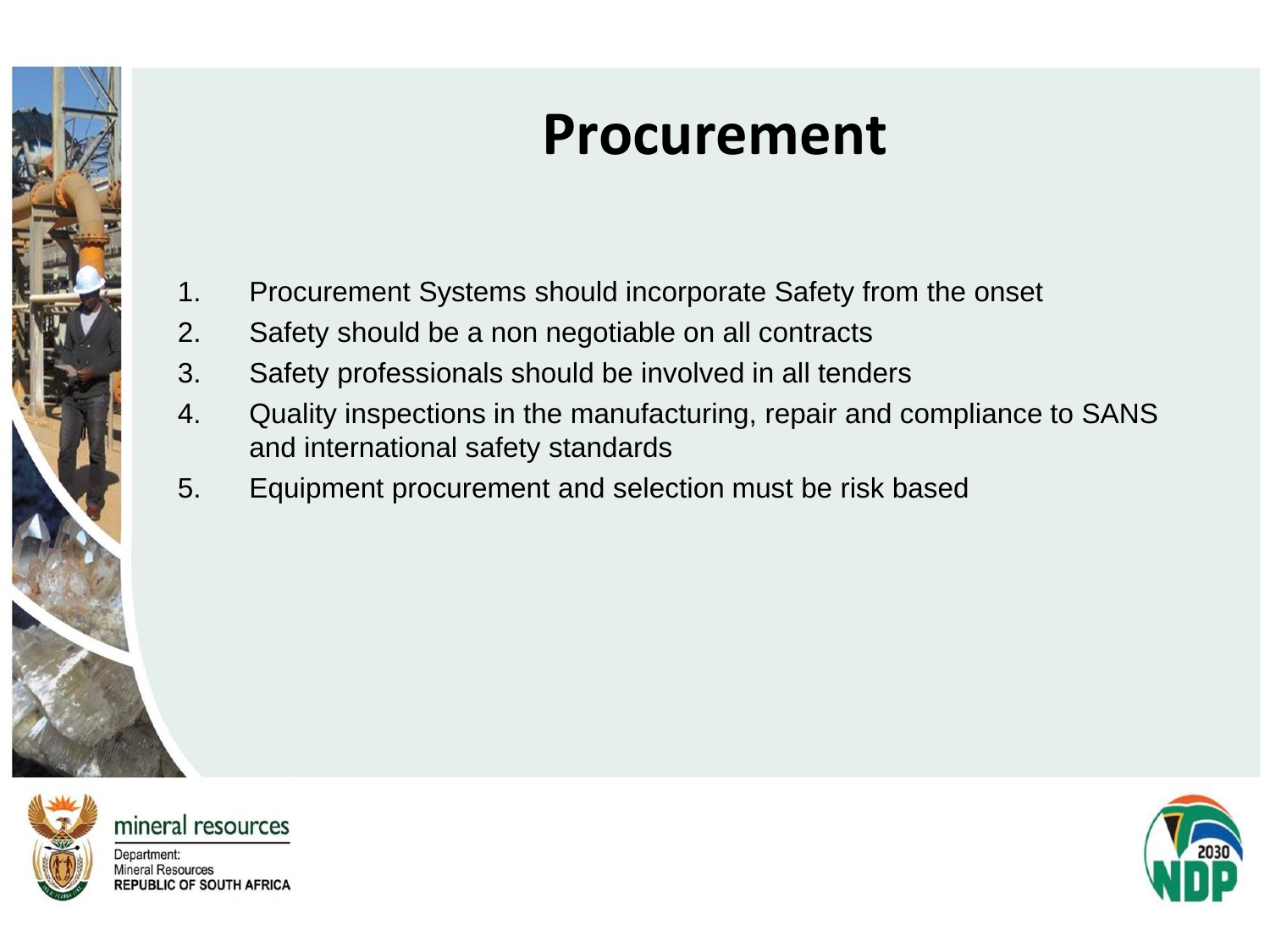# Procurement

1. Procurement Systems should incorporate Safety from the onset
2. Safety should be a non negotiable on all contracts
3. Safety professionals should be involved in all tenders
4. Quality inspections in the manufacturing, repair and compliance to SANS and international safety standards
5. Equipment procurement and selection must be risk based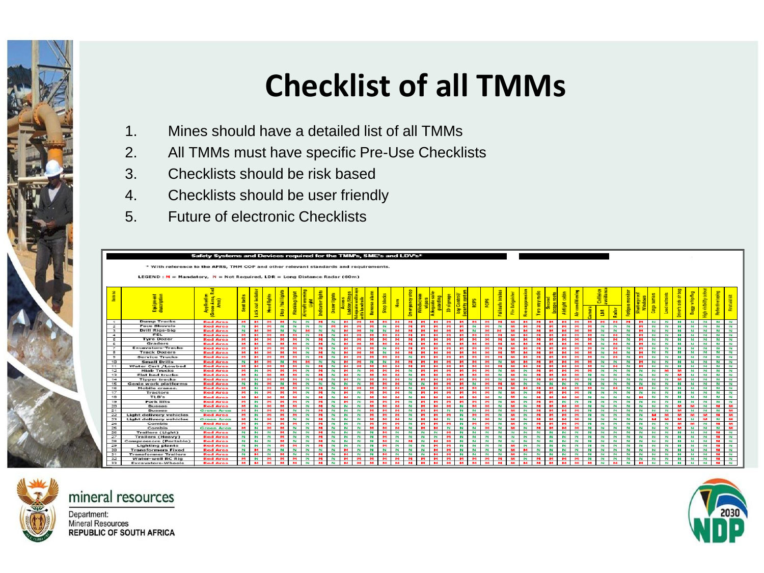# Checklist of all TMMs

1. Mines should have a detailed list of all TMMs
2. All TMMs must have specific Pre-Use Checklists
3. Checklists should be risk based
4. Checklists should be user friendly
5. Future of electronic Checklists

**Safety Systems and Devices required for the TMM's, SME's and LDV's***

* With reference to the AFRS, TMM COP and other relevant standards and requirements.

LEGEND : M = Mandatory, N = Not Required, LDR = Long Distance Radar (60m)

Further columns (M/N values per equipment item): Seat belts, Lock out isolator, Head lights, Stop / tail lights, Flashing light, Aircraft warning Light, Indicator lights, Dozer lights, Access Ladders/Steps, Adequate walkways with handrails, Reverse alarm, Stop blocks, Horn, Emergency stop, Windscreen wipers, Adequate cabin guarding, ID signage, Key Control/ Security system, ROPS, FOPS, Failsafe brakes, Fire Extinguisher, Fire suppression, Two way radio, Second Escape route, Airtight cabin, Air conditioning, Collision avoidance (Camera, LDR, Radar), Fatigue monitor, Shatterproof Windows, Cargo barriers, Load restraints, Driver's side air bag, Buggy whip flag, High visibility colour, Reflective taping, First aid kit

| Item no | Equipment description | Application (Green Area, Red Area) |
|---|---|---|
| 1 | Dump Trucks | Red Area |
| 2 | Face Shovels | Red Area |
| 3 | Drill Rigs-big | Red Area |
| 4 | FEL | Red Area |
| 5 | Tyre Dozer | Red Area |
| 6 | Graders | Red Area |
| 7 | Excavators-Tracks | Red Area |
| 8 | Track Dozers | Red Area |
| 9 | Service Trucks | Red Area |
| 10 | Small Drills | Red Area |
| 11 | Water Cart /Lowbed | Red Area |
| 12 | Hiab Trucks | Red Area |
| 13 | Flat bed trucks | Red Area |
| 14 | Tipper trucks | Red Area |
| 15 | Genie work platforms | Red Area |
| 16 | Mobile cranes. | Red Area |
| 17 | Tractors | Red Area |
| 18 | TLB's | Red Area |
| 19 | Fork lifts | Red Area |
| 20 | Busses | Red Area |
| 21 | Busses | Green Area |
| 22 | Light delivery vehicles | Red Area |
| 23 | Light delivery vehicles | Green Area |
| 24 | Combis | Red Area |
| 25 | Combis | Green Area |
| 26 | Trailers (Light) | Red Area |
| 27 | Trailers (Heavy) | Red Area |
| 28 | Compressors (Portable) | Red Area |
| 29 | Lighting plants | Red Area |
| 30 | Transformers Fixed | Red Area |
| 31 | Transformer Trailers | Red Area |
| 32 | Water-well RC Rig | Red Area |
| 33 | Excavators-Wheels | Red Area |

mineral resources

Department:
Mineral Resources
REPUBLIC OF SOUTH AFRICA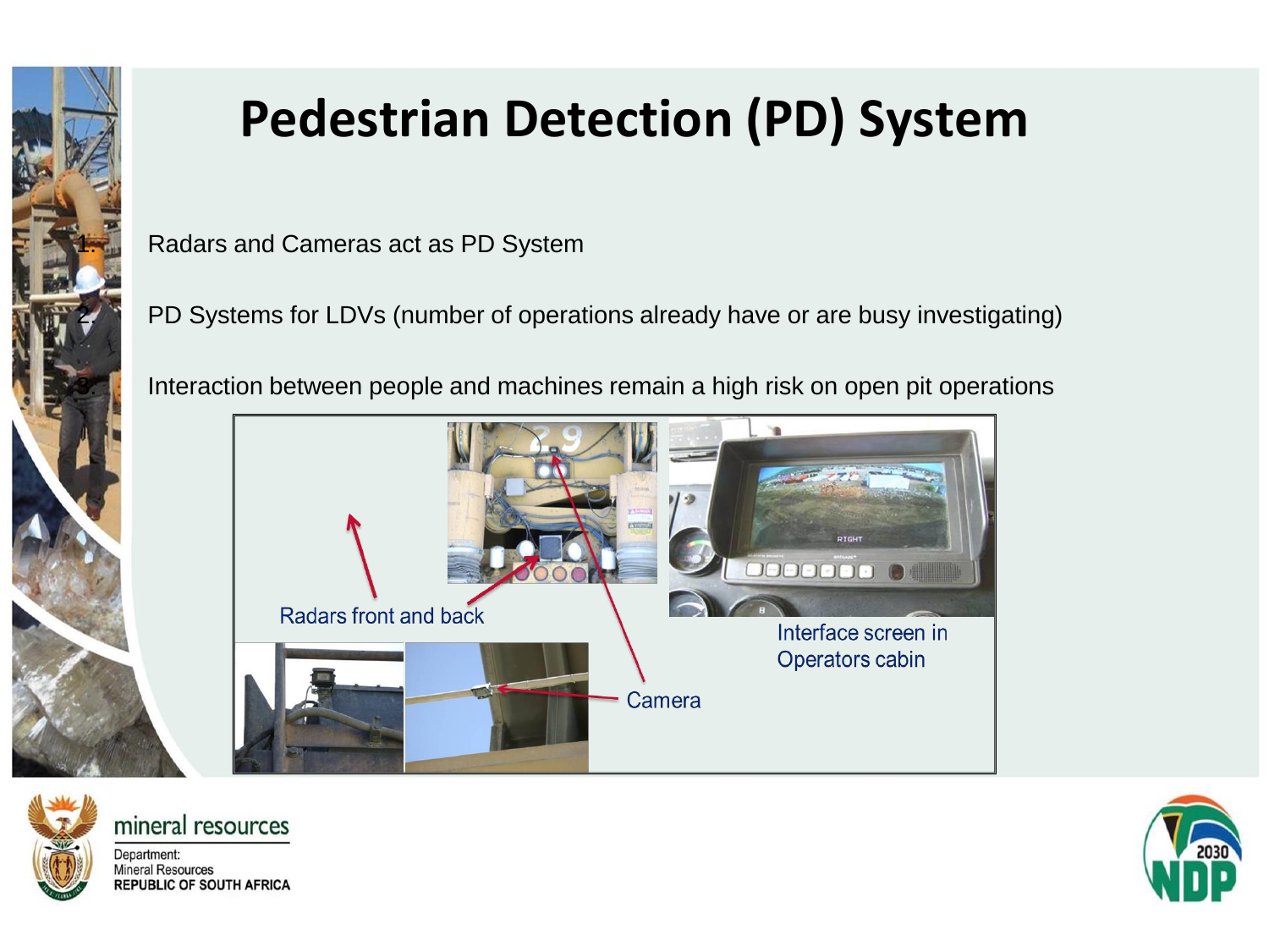# Pedestrian Detection (PD) System

1. Radars and Cameras act as PD System
2. PD Systems for LDVs (number of operations already have or are busy investigating)
3. Interaction between people and machines remain a high risk on open pit operations

Radars front and back

Camera

Interface screen in Operators cabin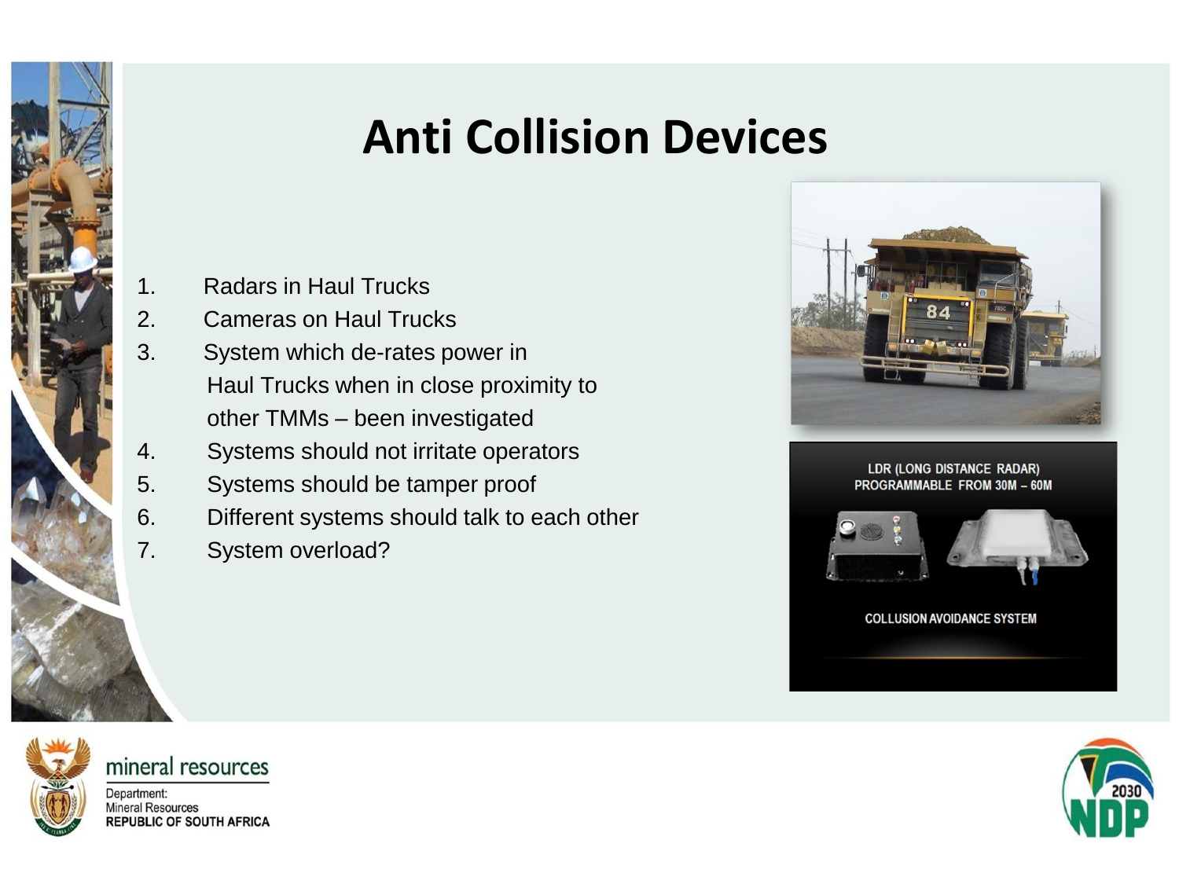# Anti Collision Devices

1. Radars in Haul Trucks
2. Cameras on Haul Trucks
3. System which de-rates power in Haul Trucks when in close proximity to other TMMs – been investigated
4. Systems should not irritate operators
5. Systems should be tamper proof
6. Different systems should talk to each other
7. System overload?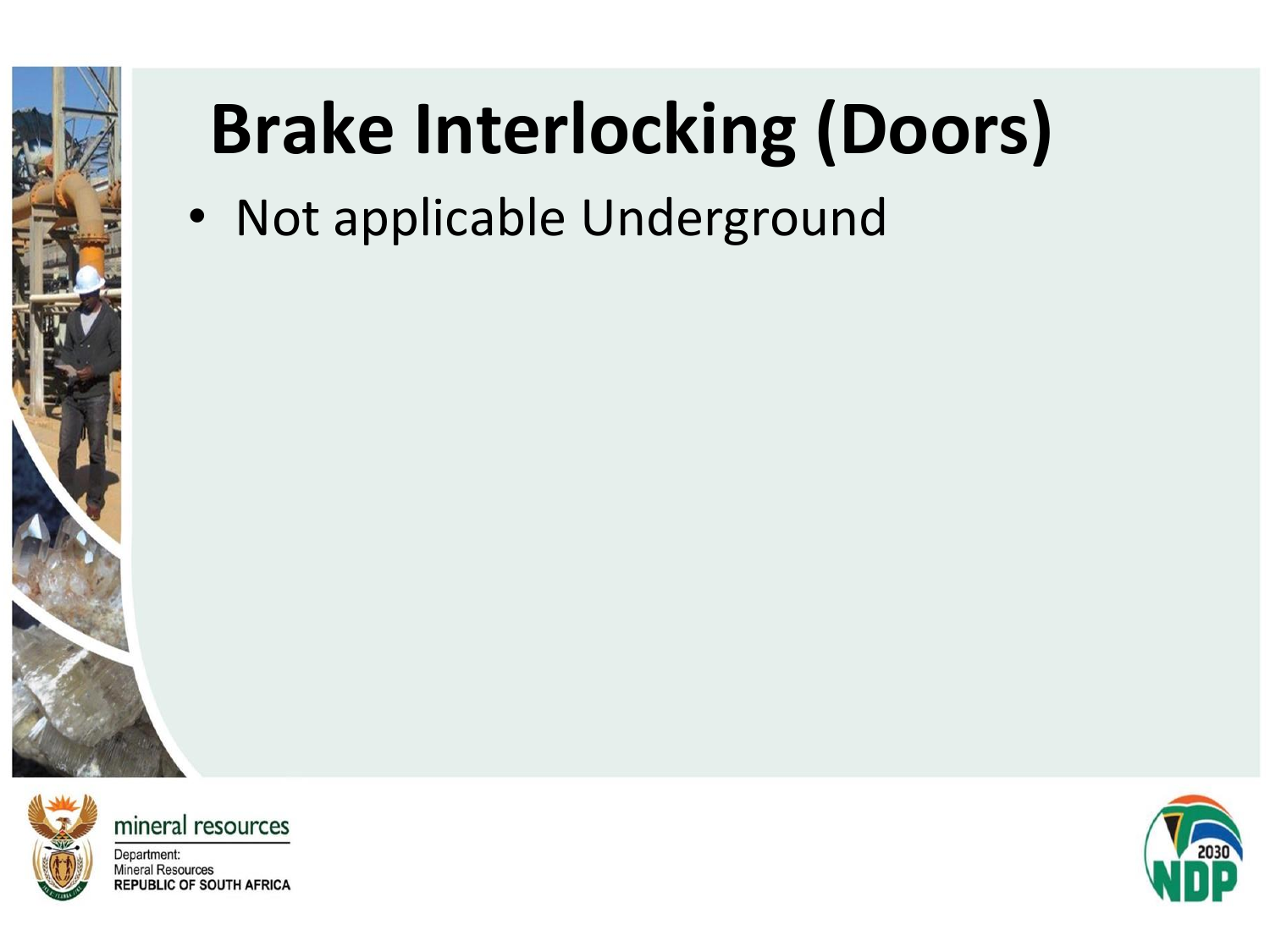# Brake Interlocking (Doors)

- Not applicable Underground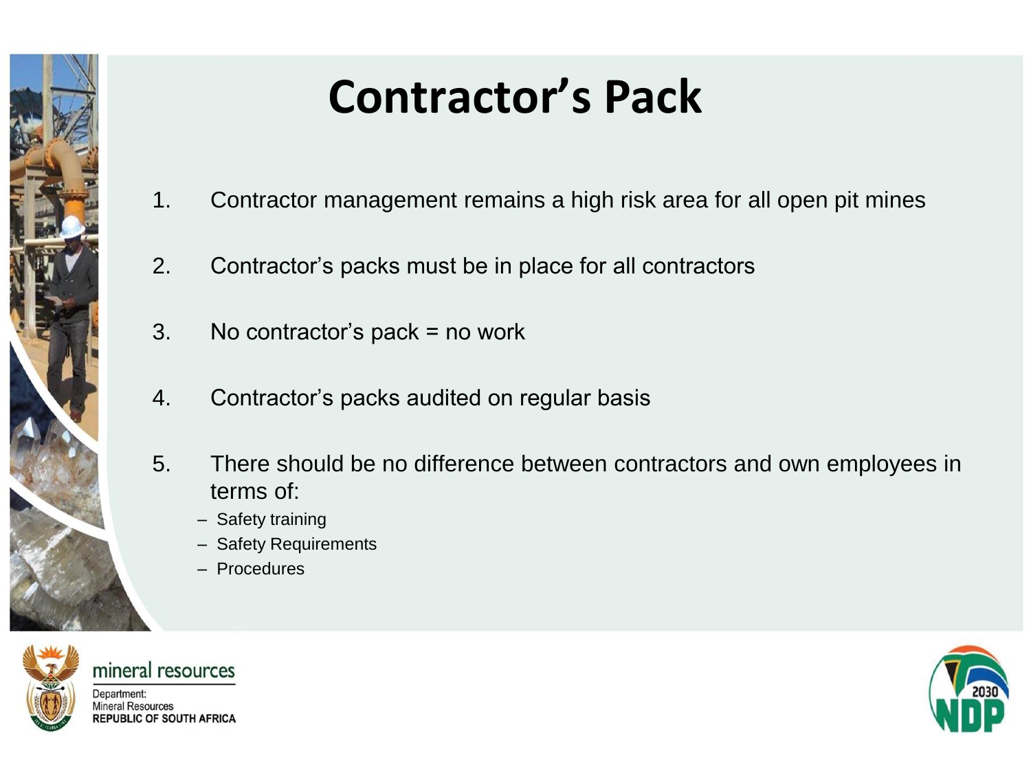# Contractor's Pack

1. Contractor management remains a high risk area for all open pit mines
2. Contractor's packs must be in place for all contractors
3. No contractor's pack = no work
4. Contractor's packs audited on regular basis
5. There should be no difference between contractors and own employees in terms of:
   - Safety training
   - Safety Requirements
   - Procedures

mineral resources

Department:
Mineral Resources
REPUBLIC OF SOUTH AFRICA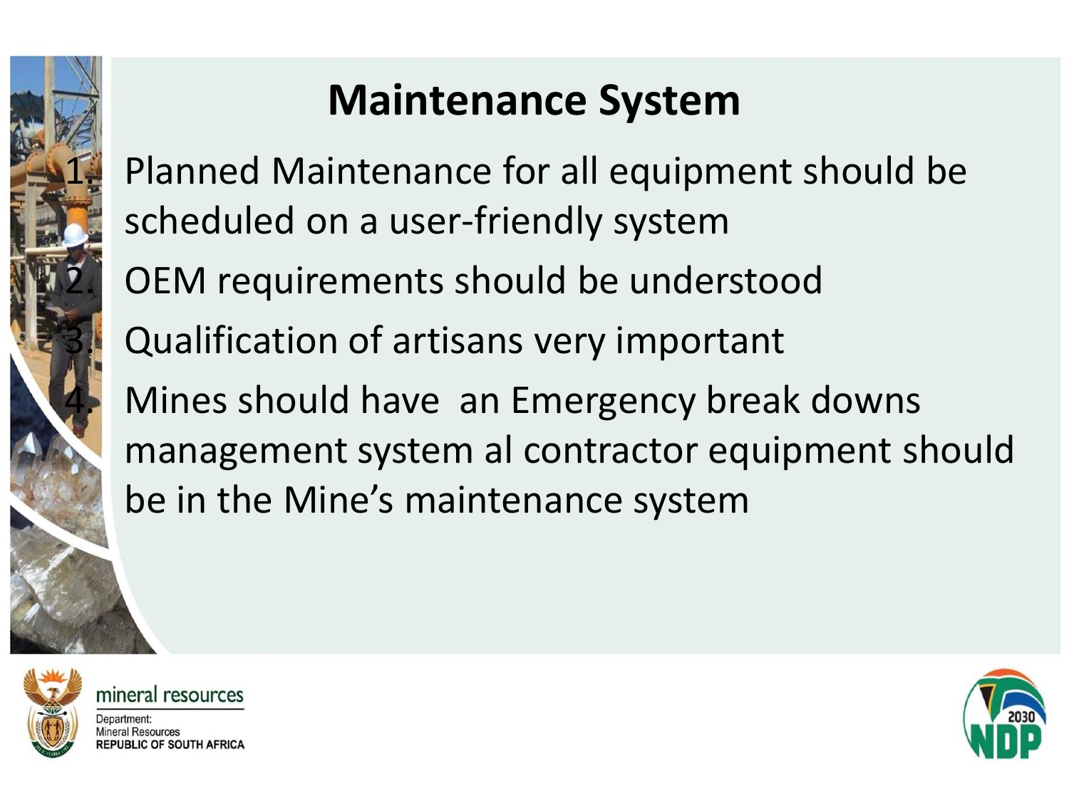# Maintenance System

1. Planned Maintenance for all equipment should be scheduled on a user-friendly system
2. OEM requirements should be understood
3. Qualification of artisans very important
4. Mines should have  an Emergency break downs management system al contractor equipment should be in the Mine's maintenance system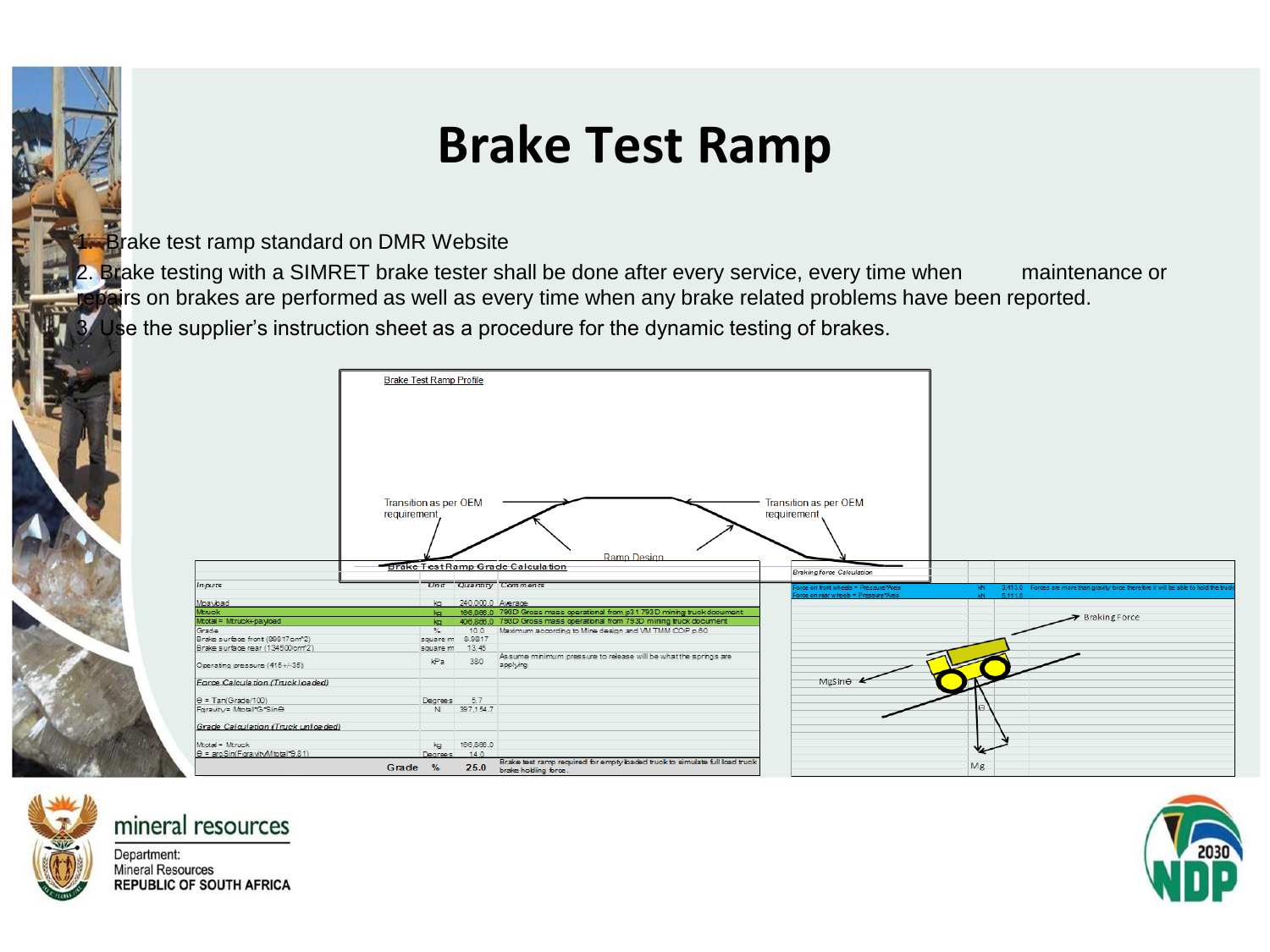# Brake Test Ramp

1. Brake test ramp standard on DMR Website
2. Brake testing with a SIMRET brake tester shall be done after every service, every time when maintenance or repairs on brakes are performed as well as every time when any brake related problems have been reported.
3. Use the supplier's instruction sheet as a procedure for the dynamic testing of brakes.

Brake Test Ramp Profile

Transition as per OEM requirement

Ramp Design

Transition as per OEM requirement

Brake Test Ramp Grade Calculation

| Inputs | Unit | Quantity | Comments |
|---|---|---|---|
| Mpayload | kg | 240,000.0 | Average |
| Mtruck | kg | 166,866.0 | 793D Gross mass operational from p31 793D mining truck document |
| Mtotal = Mtruck+payload | kg | 406,866.0 | 793D Gross mass operational from 793D mining truck document |
| Grade | % | 10.0 | Maximum according to Mine design and VM TMM COP p.60 |
| Brake surface front (89817cm^2) | square m | 8.9817 | |
| Brake surface rear (134500cm^2) | square m | 13.45 | |
| Operating pressure (415+/-35) | kPa | 380 | Assume minimum pressure to release will be what the springs are applying |
| *Force Calculation (Truck loaded)* | | | |
| ϴ = Tan(Grade/100) | Degrees | 5.7 | |
| Fgravity= Mtotal*G*Sinϴ | N | 397,154.7 | |
| *Grade Calculation (Truck unloaded)* | | | |
| Mtotal = Mtruck | kg | 166,866.0 | |
| ϴ = arcSin(Fgravity/Mtotal*9.81) | Degrees | 14.0 | |
| Grade | % | 25.0 | Brake test ramp required for empty loaded truck to simulate full load truck brake holding force. |

Braking Force Calculation

| | Unit | Quantity | Comments |
|---|---|---|---|
| Force on front wheels = Pressure*Area | kN | 3,413.0 | Forces are more than gravity force therefore it will be able to hold the truck |
| Force on rear wheels = Pressure*Area | kN | 5,111.0 | |

Braking Force

MgSinϴ

ϴ

Mg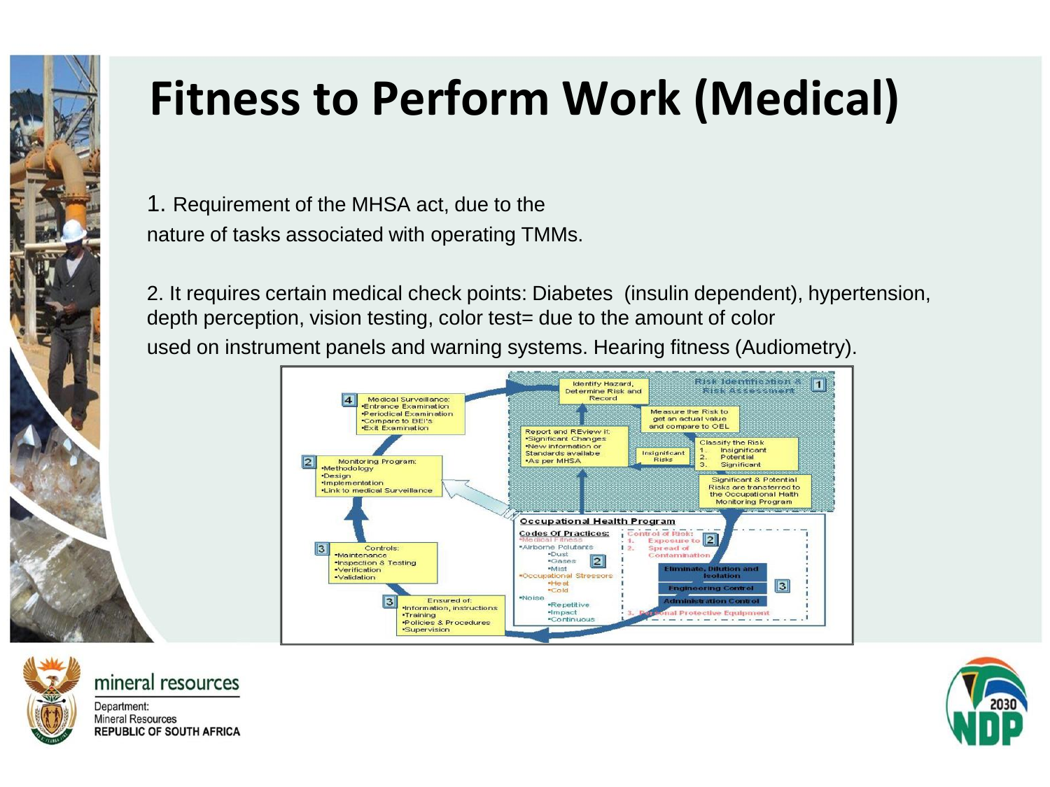# Fitness to Perform Work (Medical)

1. Requirement of the MHSA act, due to the nature of tasks associated with operating TMMs.

2. It requires certain medical check points: Diabetes (insulin dependent), hypertension, depth perception, vision testing, color test= due to the amount of color used on instrument panels and warning systems. Hearing fitness (Audiometry).

**Risk Identification & Risk Assessment** [1]

- Identify Hazard, Determine Risk and Record
- Measure the Risk to get an actual value and compare to OEL
- Classify the Risk
  1. Insignificant
  2. Potential
  3. Significant
- Insignificant Risks
- Significant & Potential Risks are transferred to the Occupational Health Monitoring Program
- Report and REview if:
  - Significant Changes
  - New information or Standards availabe
  - As per MHSA

[4] Medical Surveillance:
- Entrance Examination
- Periodical Examination
- Compare to BEI's
- Exit Examination

[2] Monitoring Program:
- Methodology
- Design
- Implementation
- Link to medical Surveillance

[3] Controls:
- Maintenance
- Inspection & Testing
- Verification
- Validation

[3] Ensured of:
- Information, instructions
- Training
- Policies & Procedures
- Supervision

**Occupational Health Program**

**Codes Of Practices:**
- Medical Fitness
- Airborne Polutants
  - Dust
  - Gases [2]
  - Mist
- Occupational Stressors
  - Heat
  - Cold
- Noise
  - Repetitive
  - Impact
  - Continuous

Control of Risk:
1. Exposure to [2]
2. Spread of Contamination

- Eliminate, Dilution and Isolation
- Engineering Control [3]
- Administration Control

3. Personal Protective Equipment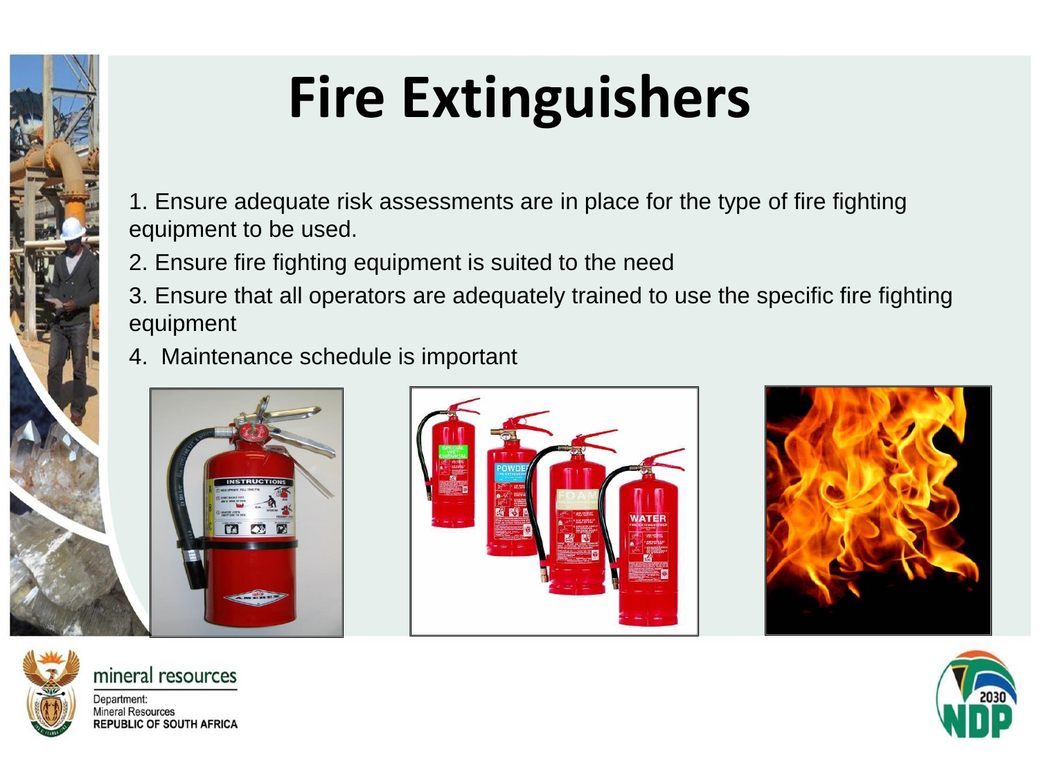# Fire Extinguishers

1. Ensure adequate risk assessments are in place for the type of fire fighting equipment to be used.
2. Ensure fire fighting equipment is suited to the need
3. Ensure that all operators are adequately trained to use the specific fire fighting equipment
4. Maintenance schedule is important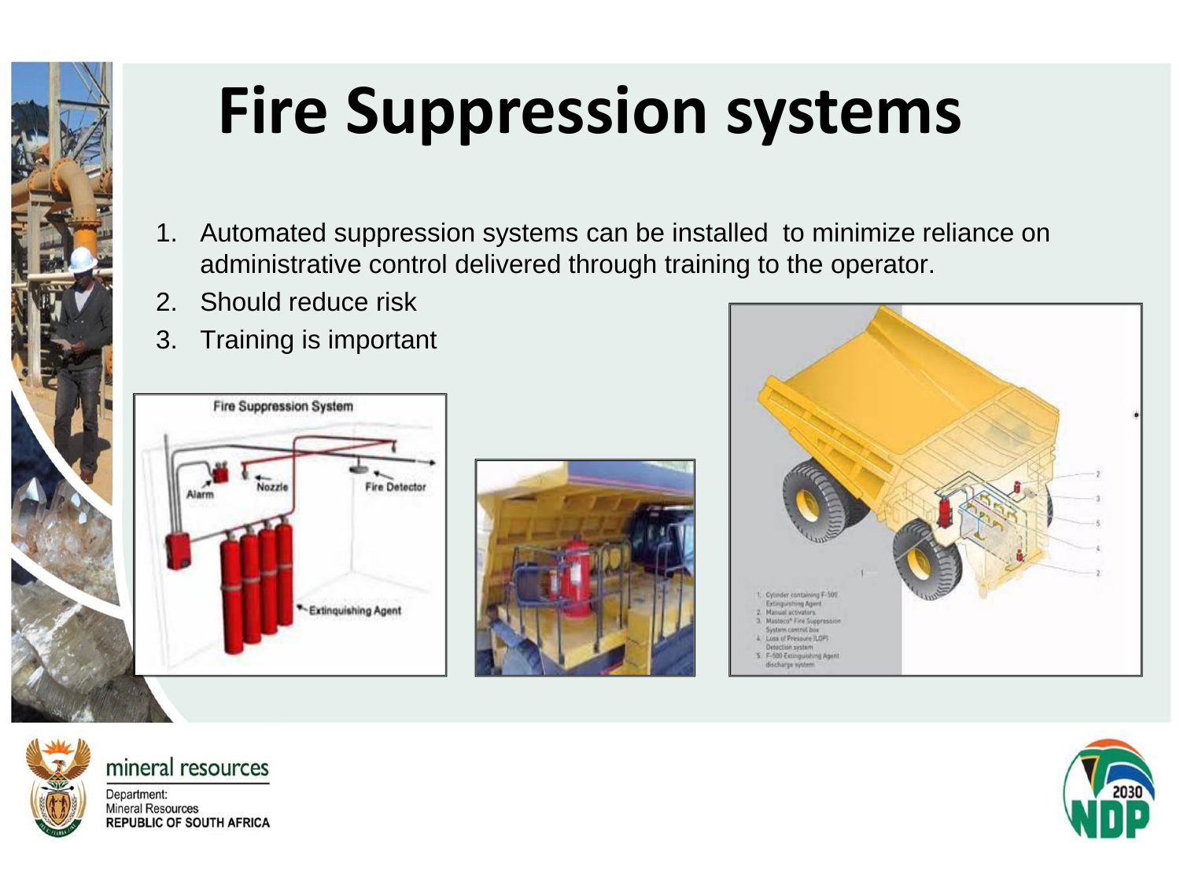# Fire Suppression systems

1. Automated suppression systems can be installed to minimize reliance on administrative control delivered through training to the operator.
2. Should reduce risk
3. Training is important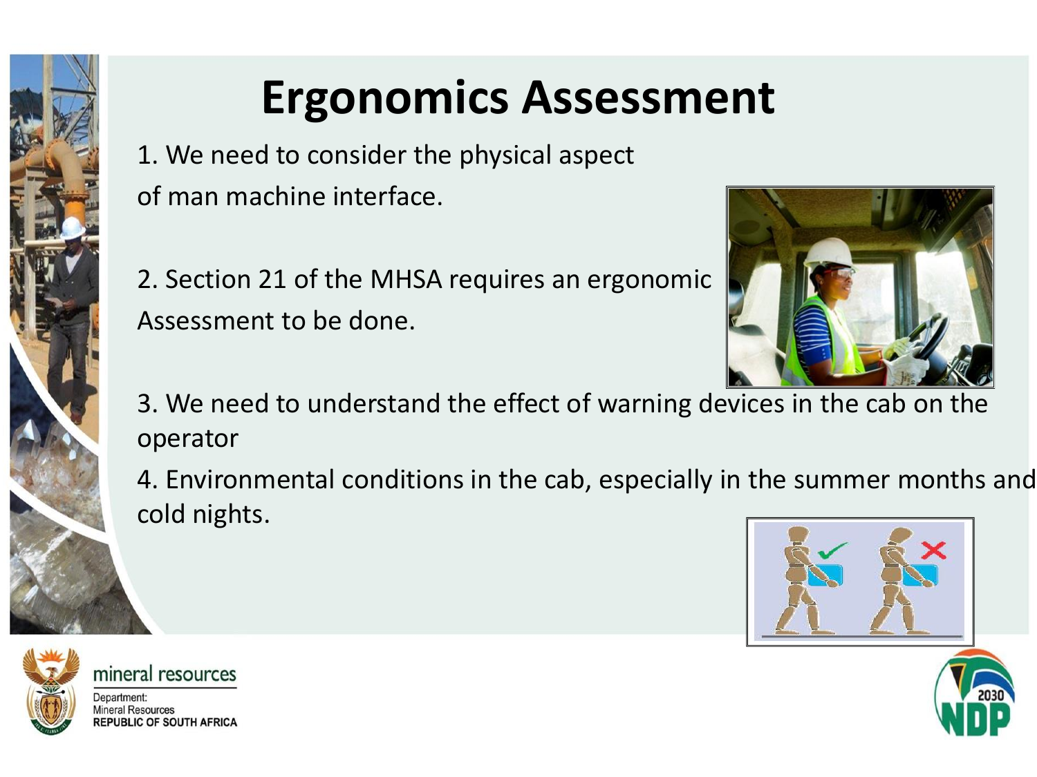# Ergonomics Assessment

1. We need to consider the physical aspect of man machine interface.

2. Section 21 of the MHSA requires an ergonomic Assessment to be done.

3. We need to understand the effect of warning devices in the cab on the operator

4. Environmental conditions in the cab, especially in the summer months and cold nights.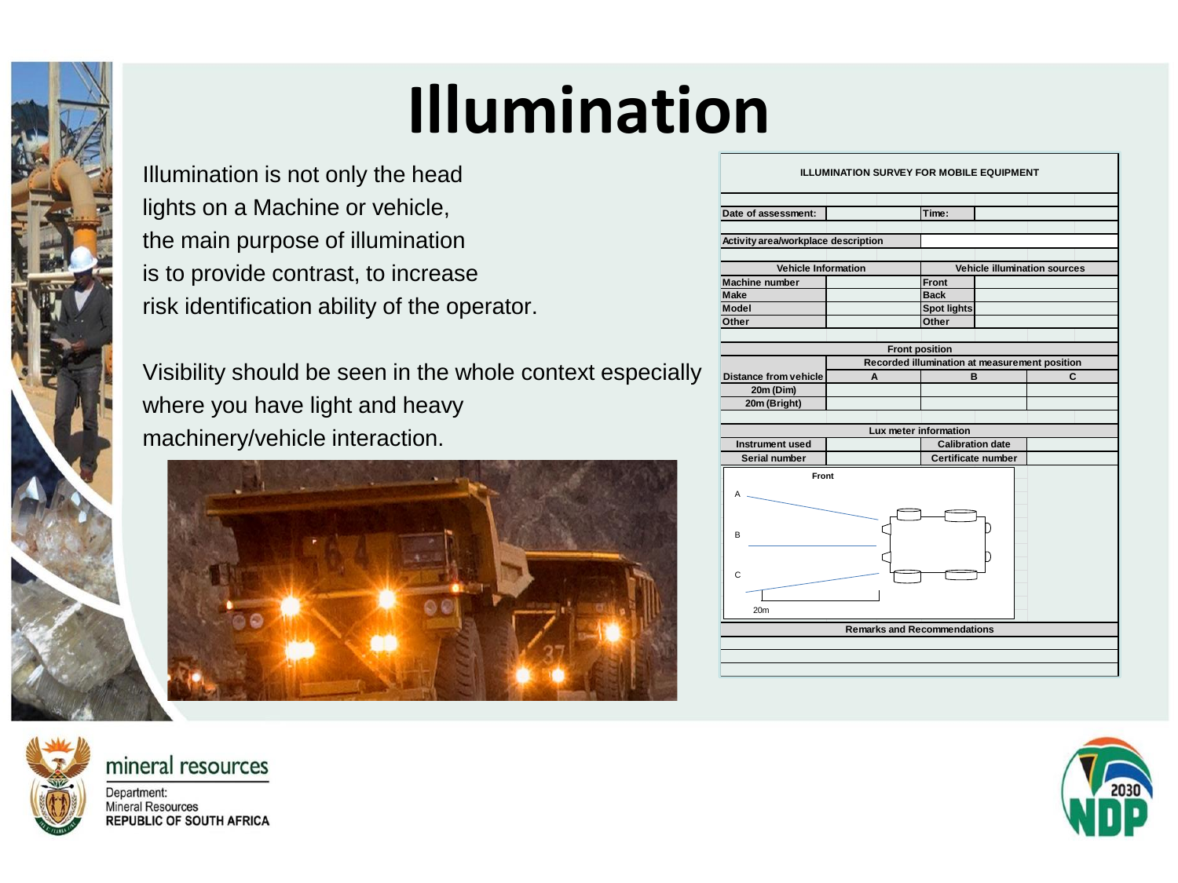# Illumination

Illumination is not only the head lights on a Machine or vehicle, the main purpose of illumination is to provide contrast, to increase risk identification ability of the operator.

Visibility should be seen in the whole context especially where you have light and heavy machinery/vehicle interaction.

**ILLUMINATION SURVEY FOR MOBILE EQUIPMENT**

| | | | |
|---|---|---|---|
| Date of assessment: | | Time: | |
| Activity area/workplace description | | | |

| Vehicle Information | | Vehicle illumination sources | |
|---|---|---|---|
| Machine number | | Front | |
| Make | | Back | |
| Model | | Spot lights | |
| Other | | Other | |

| Front position | | | |
|---|---|---|---|
| | Recorded illumination at measurement position | | |
| Distance from vehicle | A | B | C |
| 20m (Dim) | | | |
| 20m (Bright) | | | |

| Lux meter information | | | |
|---|---|---|---|
| Instrument used | | Calibration date | |
| Serial number | | Certificate number | |

Front

A

B

C

20m

| Remarks and Recommendations |
|---|
| |
| |
| |

mineral resources

Department:
Mineral Resources
REPUBLIC OF SOUTH AFRICA

2030 NDP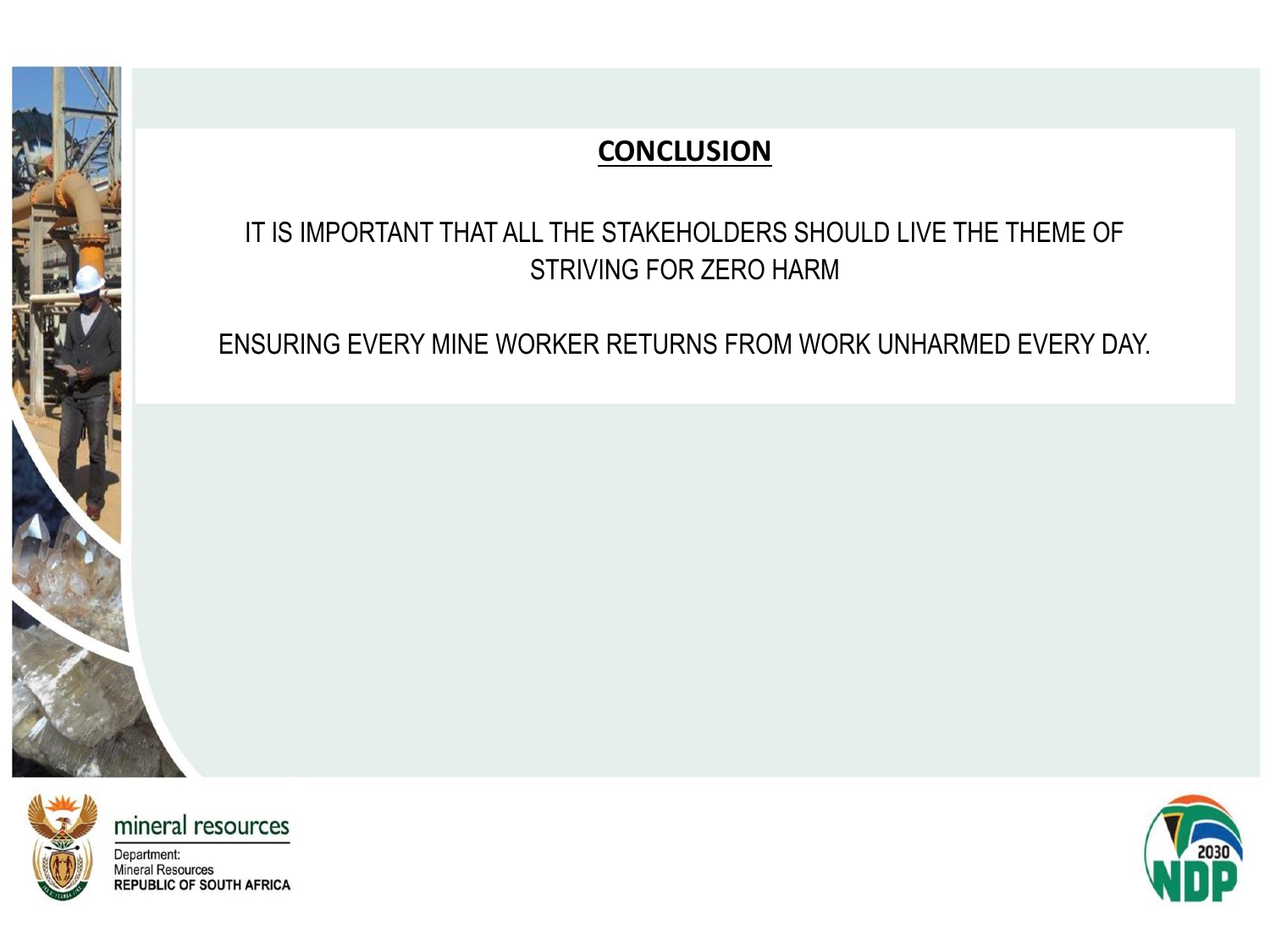# CONCLUSION

IT IS IMPORTANT THAT ALL THE STAKEHOLDERS SHOULD LIVE THE THEME OF STRIVING FOR ZERO HARM

ENSURING EVERY MINE WORKER RETURNS FROM WORK UNHARMED EVERY DAY.